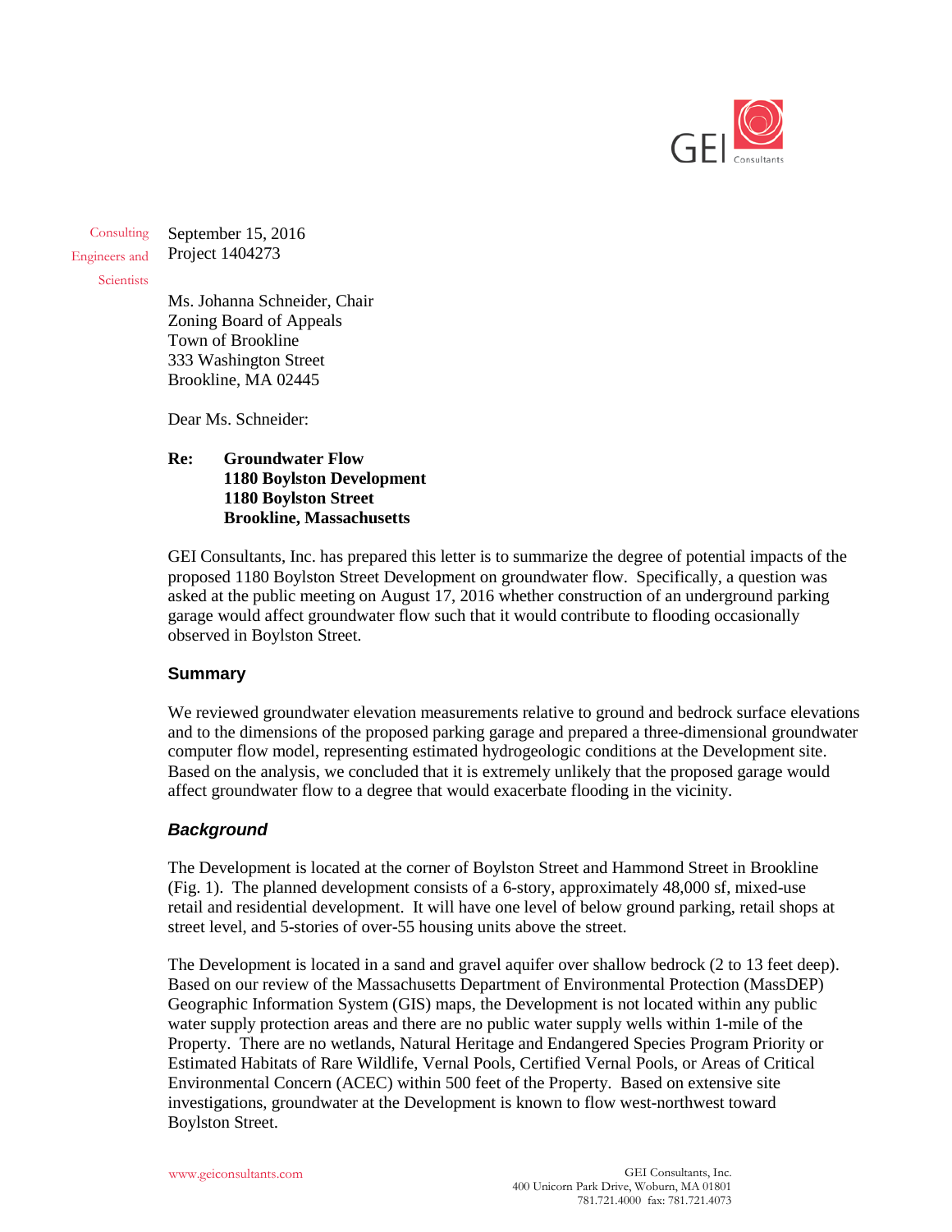Consulting Engineers and Scientists

September 15, 2016
Project 1404273

Ms. Johanna Schneider, Chair
Zoning Board of Appeals
Town of Brookline
333 Washington Street
Brookline, MA 02445

Dear Ms. Schneider:

**Re: Groundwater Flow**
**1180 Boylston Development**
**1180 Boylston Street**
**Brookline, Massachusetts**

GEI Consultants, Inc. has prepared this letter is to summarize the degree of potential impacts of the proposed 1180 Boylston Street Development on groundwater flow. Specifically, a question was asked at the public meeting on August 17, 2016 whether construction of an underground parking garage would affect groundwater flow such that it would contribute to flooding occasionally observed in Boylston Street.

## Summary

We reviewed groundwater elevation measurements relative to ground and bedrock surface elevations and to the dimensions of the proposed parking garage and prepared a three-dimensional groundwater computer flow model, representing estimated hydrogeologic conditions at the Development site. Based on the analysis, we concluded that it is extremely unlikely that the proposed garage would affect groundwater flow to a degree that would exacerbate flooding in the vicinity.

### *Background*

The Development is located at the corner of Boylston Street and Hammond Street in Brookline (Fig. 1). The planned development consists of a 6-story, approximately 48,000 sf, mixed-use retail and residential development. It will have one level of below ground parking, retail shops at street level, and 5-stories of over-55 housing units above the street.

The Development is located in a sand and gravel aquifer over shallow bedrock (2 to 13 feet deep). Based on our review of the Massachusetts Department of Environmental Protection (MassDEP) Geographic Information System (GIS) maps, the Development is not located within any public water supply protection areas and there are no public water supply wells within 1-mile of the Property. There are no wetlands, Natural Heritage and Endangered Species Program Priority or Estimated Habitats of Rare Wildlife, Vernal Pools, Certified Vernal Pools, or Areas of Critical Environmental Concern (ACEC) within 500 feet of the Property. Based on extensive site investigations, groundwater at the Development is known to flow west-northwest toward Boylston Street.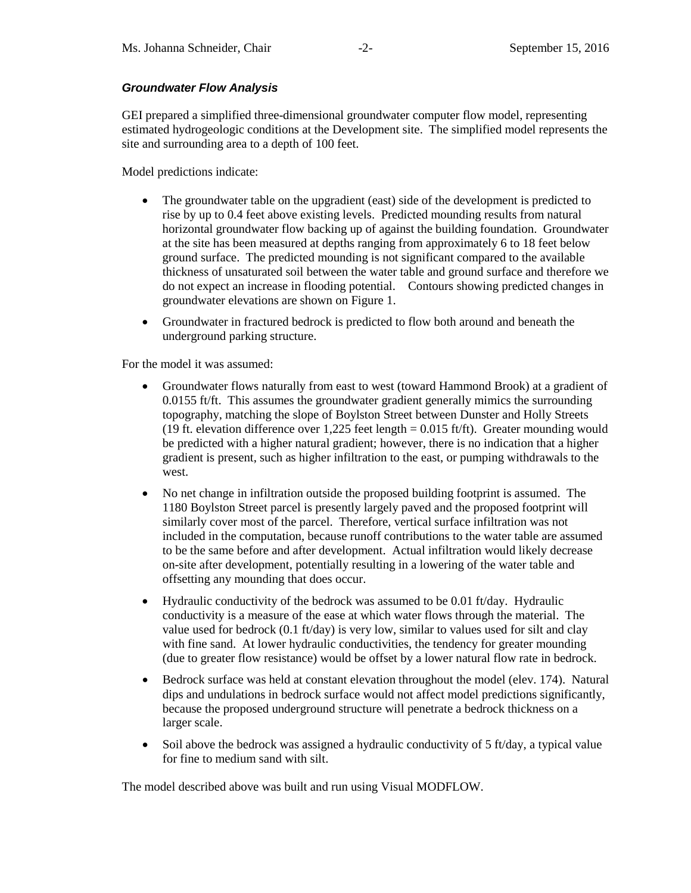***Groundwater Flow Analysis***

GEI prepared a simplified three-dimensional groundwater computer flow model, representing estimated hydrogeologic conditions at the Development site. The simplified model represents the site and surrounding area to a depth of 100 feet.

Model predictions indicate:

- The groundwater table on the upgradient (east) side of the development is predicted to rise by up to 0.4 feet above existing levels. Predicted mounding results from natural horizontal groundwater flow backing up of against the building foundation. Groundwater at the site has been measured at depths ranging from approximately 6 to 18 feet below ground surface. The predicted mounding is not significant compared to the available thickness of unsaturated soil between the water table and ground surface and therefore we do not expect an increase in flooding potential. Contours showing predicted changes in groundwater elevations are shown on Figure 1.
- Groundwater in fractured bedrock is predicted to flow both around and beneath the underground parking structure.

For the model it was assumed:

- Groundwater flows naturally from east to west (toward Hammond Brook) at a gradient of 0.0155 ft/ft. This assumes the groundwater gradient generally mimics the surrounding topography, matching the slope of Boylston Street between Dunster and Holly Streets (19 ft. elevation difference over 1,225 feet length = 0.015 ft/ft). Greater mounding would be predicted with a higher natural gradient; however, there is no indication that a higher gradient is present, such as higher infiltration to the east, or pumping withdrawals to the west.
- No net change in infiltration outside the proposed building footprint is assumed. The 1180 Boylston Street parcel is presently largely paved and the proposed footprint will similarly cover most of the parcel. Therefore, vertical surface infiltration was not included in the computation, because runoff contributions to the water table are assumed to be the same before and after development. Actual infiltration would likely decrease on-site after development, potentially resulting in a lowering of the water table and offsetting any mounding that does occur.
- Hydraulic conductivity of the bedrock was assumed to be 0.01 ft/day. Hydraulic conductivity is a measure of the ease at which water flows through the material. The value used for bedrock (0.1 ft/day) is very low, similar to values used for silt and clay with fine sand. At lower hydraulic conductivities, the tendency for greater mounding (due to greater flow resistance) would be offset by a lower natural flow rate in bedrock.
- Bedrock surface was held at constant elevation throughout the model (elev. 174). Natural dips and undulations in bedrock surface would not affect model predictions significantly, because the proposed underground structure will penetrate a bedrock thickness on a larger scale.
- Soil above the bedrock was assigned a hydraulic conductivity of 5 ft/day, a typical value for fine to medium sand with silt.

The model described above was built and run using Visual MODFLOW.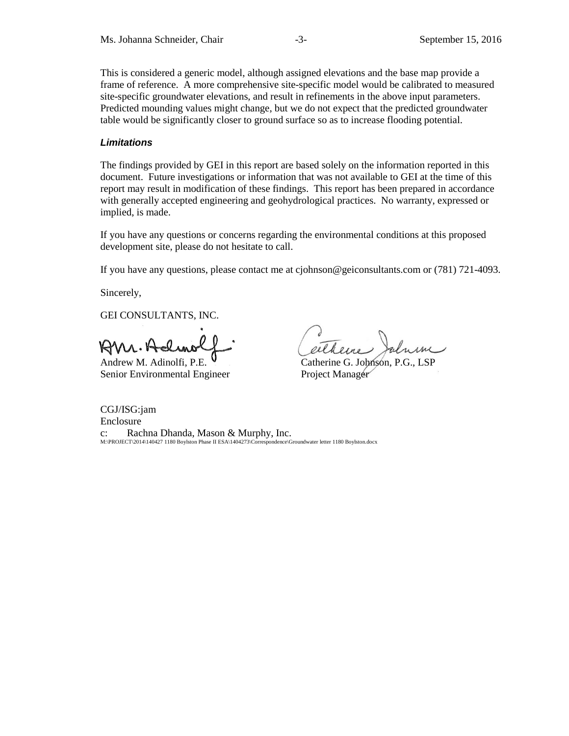This is considered a generic model, although assigned elevations and the base map provide a frame of reference. A more comprehensive site-specific model would be calibrated to measured site-specific groundwater elevations, and result in refinements in the above input parameters. Predicted mounding values might change, but we do not expect that the predicted groundwater table would be significantly closer to ground surface so as to increase flooding potential.

### *Limitations*

The findings provided by GEI in this report are based solely on the information reported in this document. Future investigations or information that was not available to GEI at the time of this report may result in modification of these findings. This report has been prepared in accordance with generally accepted engineering and geohydrological practices. No warranty, expressed or implied, is made.

If you have any questions or concerns regarding the environmental conditions at this proposed development site, please do not hesitate to call.

If you have any questions, please contact me at cjohnson@geiconsultants.com or (781) 721-4093.

Sincerely,

GEI CONSULTANTS, INC.

Andrew M. Adinolfi, P.E.
Senior Environmental Engineer

Catherine G. Johnson, P.G., LSP
Project Manager

CGJ/ISG:jam
Enclosure
c: Rachna Dhanda, Mason & Murphy, Inc.
M:\PROJECT\2014\140427 1180 Boylston Phase II ESA\1404273\Correspondence\Groundwater letter 1180 Boylston.docx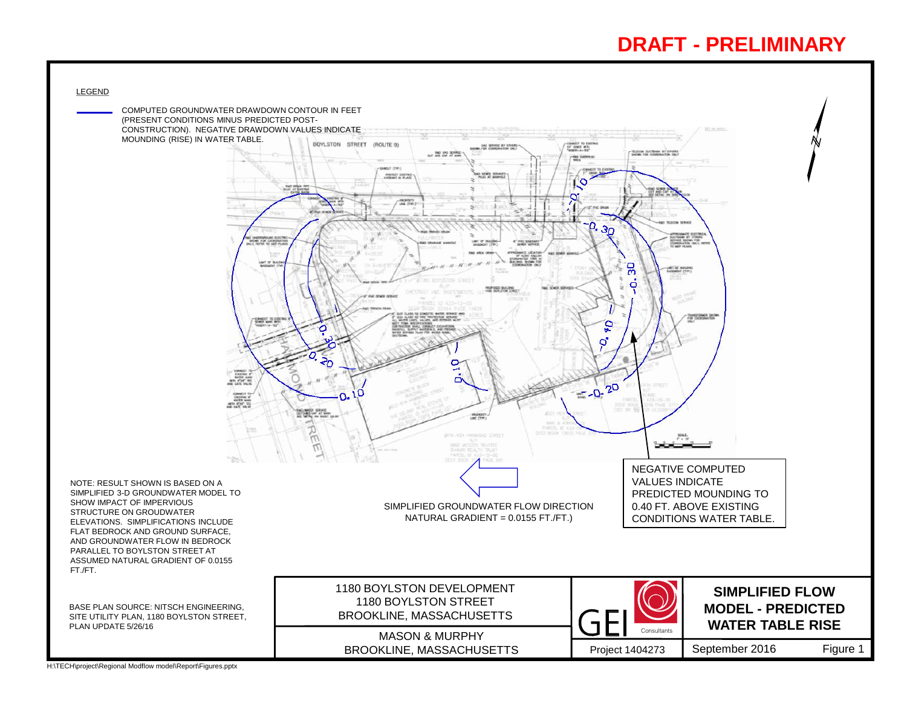**DRAFT - PRELIMINARY**

LEGEND

COMPUTED GROUNDWATER DRAWDOWN CONTOUR IN FEET (PRESENT CONDITIONS MINUS PREDICTED POST-CONSTRUCTION). NEGATIVE DRAWDOWN VALUES INDICATE MOUNDING (RISE) IN WATER TABLE.

BOYLSTON STREET (ROUTE 9)

HAMMOND STREET

-0.10

-0.30

-0.30

-0.40

-0.20

-0.30

-0.20

-0.10

-0.10

NEGATIVE COMPUTED VALUES INDICATE PREDICTED MOUNDING TO 0.40 FT. ABOVE EXISTING CONDITIONS WATER TABLE.

SIMPLIFIED GROUNDWATER FLOW DIRECTION
NATURAL GRADIENT = 0.0155 FT./FT.)

NOTE: RESULT SHOWN IS BASED ON A SIMPLIFIED 3-D GROUNDWATER MODEL TO SHOW IMPACT OF IMPERVIOUS STRUCTURE ON GROUDWATER ELEVATIONS. SIMPLIFICATIONS INCLUDE FLAT BEDROCK AND GROUND SURFACE, AND GROUNDWATER FLOW IN BEDROCK PARALLEL TO BOYLSTON STREET AT ASSUMED NATURAL GRADIENT OF 0.0155 FT./FT.

BASE PLAN SOURCE: NITSCH ENGINEERING, SITE UTILITY PLAN, 1180 BOYLSTON STREET, PLAN UPDATE 5/26/16

| | | |
|---|---|---|
| 1180 BOYLSTON DEVELOPMENT<br>1180 BOYLSTON STREET<br>BROOKLINE, MASSACHUSETTS | GEI Consultants | **SIMPLIFIED FLOW MODEL - PREDICTED WATER TABLE RISE** |
| MASON & MURPHY<br>BROOKLINE, MASSACHUSETTS | Project 1404273 | September 2016 — Figure 1 |

H:\TECH\project\Regional Modflow model\Report\Figures.pptx